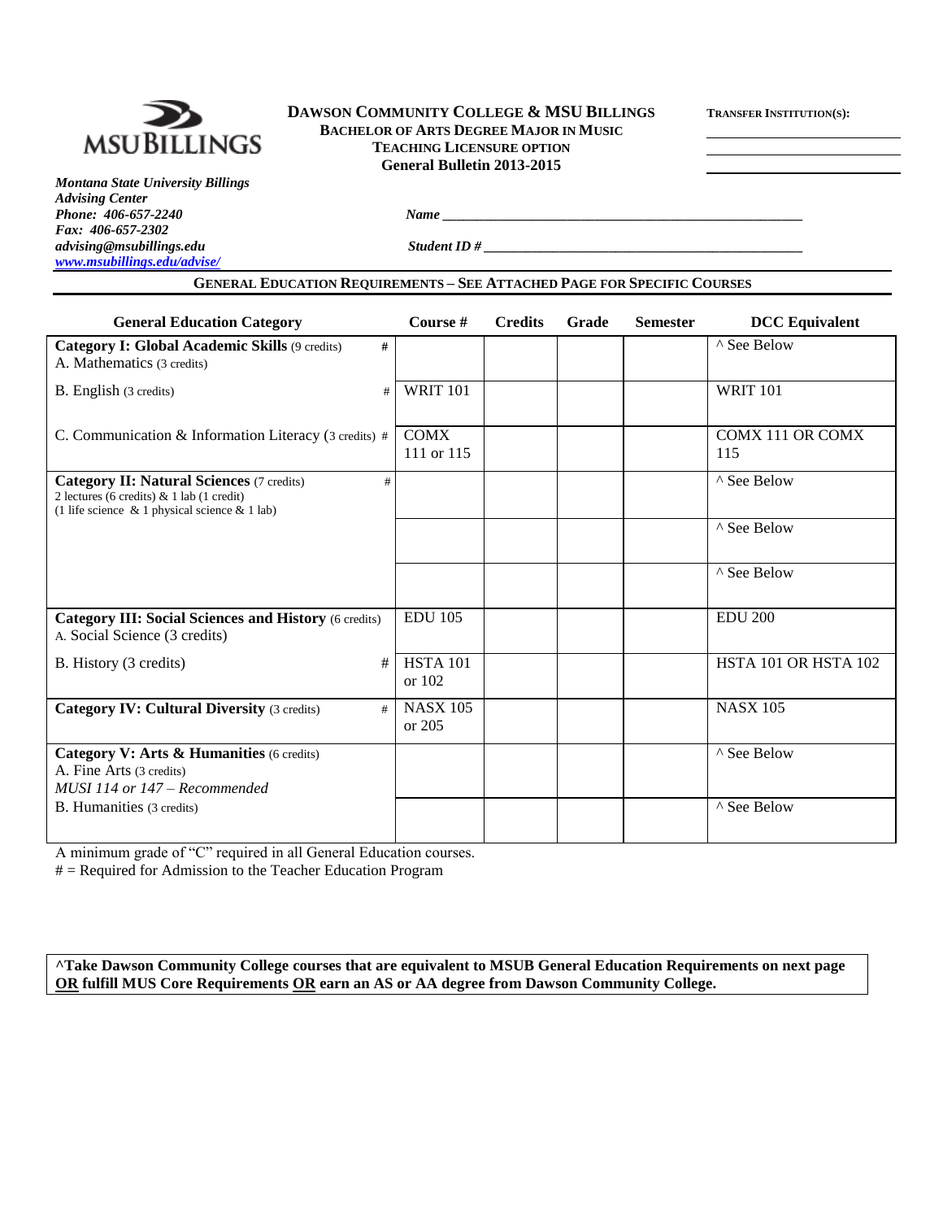MSU BILLINGS

**DAWSON COMMUNITY COLLEGE & MSU BILLINGS**
**BACHELOR OF ARTS DEGREE MAJOR IN MUSIC**
**TEACHING LICENSURE OPTION**
**General Bulletin 2013-2015**

**TRANSFER INSTITUTION(S):**

______________________
______________________
______________________

***Montana State University Billings***
***Advising Center***
***Phone: 406-657-2240***
***Fax: 406-657-2302***
***advising@msubillings.edu***
***www.msubillings.edu/advise/***

***Name*** ______________________________________________

***Student ID #*** ______________________________________________

**GENERAL EDUCATION REQUIREMENTS – SEE ATTACHED PAGE FOR SPECIFIC COURSES**

| General Education Category | Course # | Credits | Grade | Semester | DCC Equivalent |
|---|---|---|---|---|---|
| **Category I: Global Academic Skills** (9 credits) # <br> A. Mathematics (3 credits) | | | | | ^ See Below |
| B. English (3 credits) # | WRIT 101 | | | | WRIT 101 |
| C. Communication & Information Literacy (3 credits) # | COMX 111 or 115 | | | | COMX 111 OR COMX 115 |
| **Category II: Natural Sciences** (7 credits) # <br> 2 lectures (6 credits) & 1 lab (1 credit) <br> (1 life science & 1 physical science & 1 lab) | | | | | ^ See Below |
| | | | | | ^ See Below |
| | | | | | ^ See Below |
| **Category III: Social Sciences and History** (6 credits) <br> A. Social Science (3 credits) | EDU 105 | | | | EDU 200 |
| B. History (3 credits) # | HSTA 101 or 102 | | | | HSTA 101 OR HSTA 102 |
| **Category IV: Cultural Diversity** (3 credits) # | NASX 105 or 205 | | | | NASX 105 |
| **Category V: Arts & Humanities** (6 credits) <br> A. Fine Arts (3 credits) <br> *MUSI 114 or 147 – Recommended* | | | | | ^ See Below |
| B. Humanities (3 credits) | | | | | ^ See Below |

A minimum grade of "C" required in all General Education courses.
# = Required for Admission to the Teacher Education Program

**^Take Dawson Community College courses that are equivalent to MSUB General Education Requirements on next page OR fulfill MUS Core Requirements OR earn an AS or AA degree from Dawson Community College.**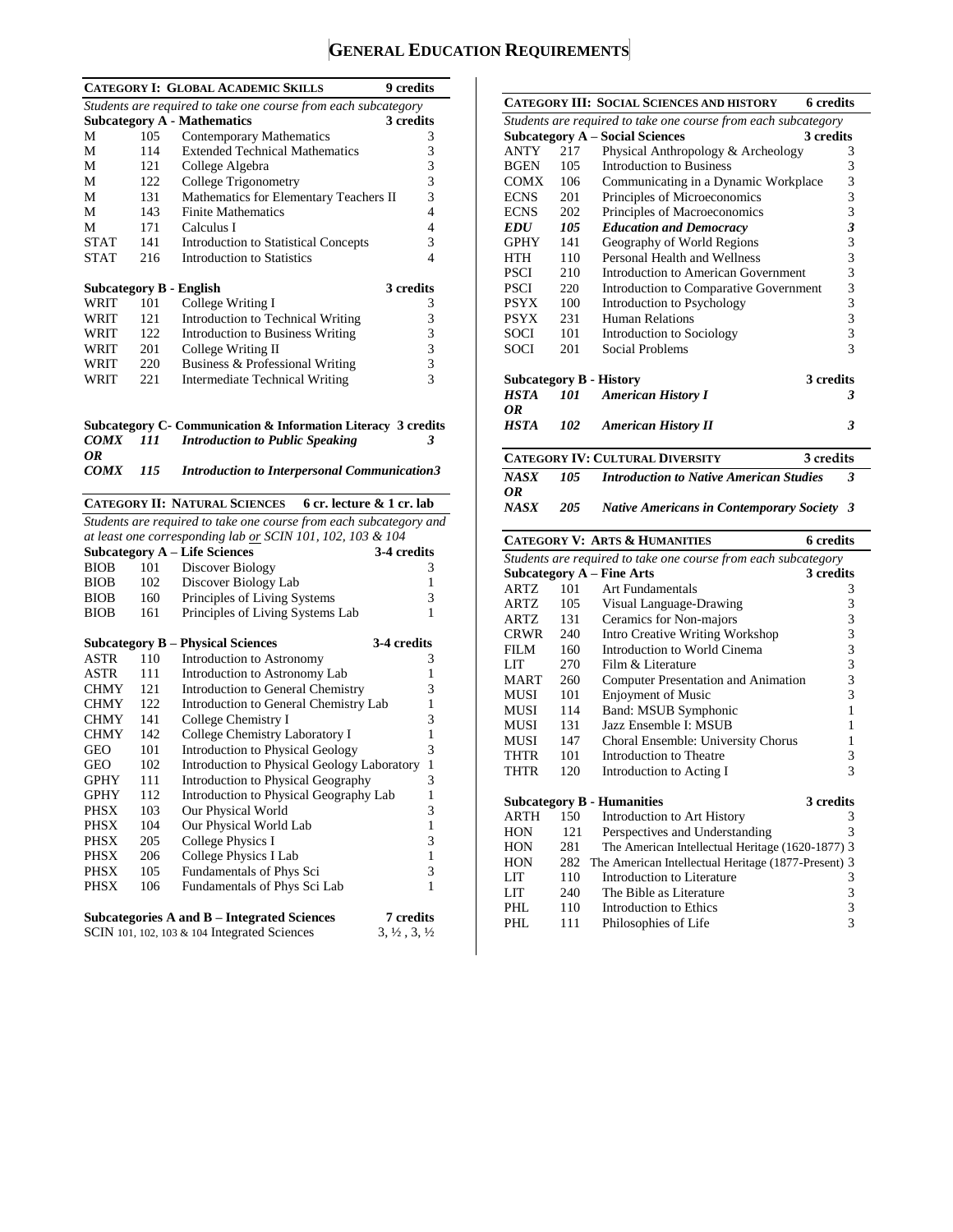# GENERAL EDUCATION REQUIREMENTS

## CATEGORY I: GLOBAL ACADEMIC SKILLS — 9 credits

*Students are required to take one course from each subcategory*

**Subcategory A - Mathematics** — 3 credits

| | | | |
|---|---|---|---|
| M | 105 | Contemporary Mathematics | 3 |
| M | 114 | Extended Technical Mathematics | 3 |
| M | 121 | College Algebra | 3 |
| M | 122 | College Trigonometry | 3 |
| M | 131 | Mathematics for Elementary Teachers II | 3 |
| M | 143 | Finite Mathematics | 4 |
| M | 171 | Calculus I | 4 |
| STAT | 141 | Introduction to Statistical Concepts | 3 |
| STAT | 216 | Introduction to Statistics | 4 |

**Subcategory B - English** — 3 credits

| | | | |
|---|---|---|---|
| WRIT | 101 | College Writing I | 3 |
| WRIT | 121 | Introduction to Technical Writing | 3 |
| WRIT | 122 | Introduction to Business Writing | 3 |
| WRIT | 201 | College Writing II | 3 |
| WRIT | 220 | Business & Professional Writing | 3 |
| WRIT | 221 | Intermediate Technical Writing | 3 |

**Subcategory C- Communication & Information Literacy** — 3 credits

| | | | |
|---|---|---|---|
| ***COMX*** | ***111*** | ***Introduction to Public Speaking*** | ***3*** |
| ***OR*** | | | |
| ***COMX*** | ***115*** | ***Introduction to Interpersonal Communication*** | ***3*** |

## CATEGORY II: NATURAL SCIENCES — 6 cr. lecture & 1 cr. lab

*Students are required to take one course from each subcategory and at least one corresponding lab or SCIN 101, 102, 103 & 104*

**Subcategory A – Life Sciences** — 3-4 credits

| | | | |
|---|---|---|---|
| BIOB | 101 | Discover Biology | 3 |
| BIOB | 102 | Discover Biology Lab | 1 |
| BIOB | 160 | Principles of Living Systems | 3 |
| BIOB | 161 | Principles of Living Systems Lab | 1 |

**Subcategory B – Physical Sciences** — 3-4 credits

| | | | |
|---|---|---|---|
| ASTR | 110 | Introduction to Astronomy | 3 |
| ASTR | 111 | Introduction to Astronomy Lab | 1 |
| CHMY | 121 | Introduction to General Chemistry | 3 |
| CHMY | 122 | Introduction to General Chemistry Lab | 1 |
| CHMY | 141 | College Chemistry I | 3 |
| CHMY | 142 | College Chemistry Laboratory I | 1 |
| GEO | 101 | Introduction to Physical Geology | 3 |
| GEO | 102 | Introduction to Physical Geology Laboratory | 1 |
| GPHY | 111 | Introduction to Physical Geography | 3 |
| GPHY | 112 | Introduction to Physical Geography Lab | 1 |
| PHSX | 103 | Our Physical World | 3 |
| PHSX | 104 | Our Physical World Lab | 1 |
| PHSX | 205 | College Physics I | 3 |
| PHSX | 206 | College Physics I Lab | 1 |
| PHSX | 105 | Fundamentals of Phys Sci | 3 |
| PHSX | 106 | Fundamentals of Phys Sci Lab | 1 |

**Subcategories A and B – Integrated Sciences** — 7 credits

SCIN 101, 102, 103 & 104 Integrated Sciences — 3, ½ , 3, ½

## CATEGORY III: SOCIAL SCIENCES AND HISTORY — 6 credits

*Students are required to take one course from each subcategory*

**Subcategory A – Social Sciences** — 3 credits

| | | | |
|---|---|---|---|
| ANTY | 217 | Physical Anthropology & Archeology | 3 |
| BGEN | 105 | Introduction to Business | 3 |
| COMX | 106 | Communicating in a Dynamic Workplace | 3 |
| ECNS | 201 | Principles of Microeconomics | 3 |
| ECNS | 202 | Principles of Macroeconomics | 3 |
| ***EDU*** | ***105*** | ***Education and Democracy*** | ***3*** |
| GPHY | 141 | Geography of World Regions | 3 |
| HTH | 110 | Personal Health and Wellness | 3 |
| PSCI | 210 | Introduction to American Government | 3 |
| PSCI | 220 | Introduction to Comparative Government | 3 |
| PSYX | 100 | Introduction to Psychology | 3 |
| PSYX | 231 | Human Relations | 3 |
| SOCI | 101 | Introduction to Sociology | 3 |
| SOCI | 201 | Social Problems | 3 |

**Subcategory B - History** — 3 credits

| | | | |
|---|---|---|---|
| ***HSTA*** | ***101*** | ***American History I*** | ***3*** |
| ***OR*** | | | |
| ***HSTA*** | ***102*** | ***American History II*** | ***3*** |

## CATEGORY IV: CULTURAL DIVERSITY — 3 credits

| | | | |
|---|---|---|---|
| ***NASX*** | ***105*** | ***Introduction to Native American Studies*** | ***3*** |
| ***OR*** | | | |
| ***NASX*** | ***205*** | ***Native Americans in Contemporary Society*** | ***3*** |

## CATEGORY V: ARTS & HUMANITIES — 6 credits

*Students are required to take one course from each subcategory*

**Subcategory A – Fine Arts** — 3 credits

| | | | |
|---|---|---|---|
| ARTZ | 101 | Art Fundamentals | 3 |
| ARTZ | 105 | Visual Language-Drawing | 3 |
| ARTZ | 131 | Ceramics for Non-majors | 3 |
| CRWR | 240 | Intro Creative Writing Workshop | 3 |
| FILM | 160 | Introduction to World Cinema | 3 |
| LIT | 270 | Film & Literature | 3 |
| MART | 260 | Computer Presentation and Animation | 3 |
| MUSI | 101 | Enjoyment of Music | 3 |
| MUSI | 114 | Band: MSUB Symphonic | 1 |
| MUSI | 131 | Jazz Ensemble I: MSUB | 1 |
| MUSI | 147 | Choral Ensemble: University Chorus | 1 |
| THTR | 101 | Introduction to Theatre | 3 |
| THTR | 120 | Introduction to Acting I | 3 |

**Subcategory B - Humanities** — 3 credits

| | | | |
|---|---|---|---|
| ARTH | 150 | Introduction to Art History | 3 |
| HON | 121 | Perspectives and Understanding | 3 |
| HON | 281 | The American Intellectual Heritage (1620-1877) | 3 |
| HON | 282 | The American Intellectual Heritage (1877-Present) | 3 |
| LIT | 110 | Introduction to Literature | 3 |
| LIT | 240 | The Bible as Literature | 3 |
| PHL | 110 | Introduction to Ethics | 3 |
| PHL | 111 | Philosophies of Life | 3 |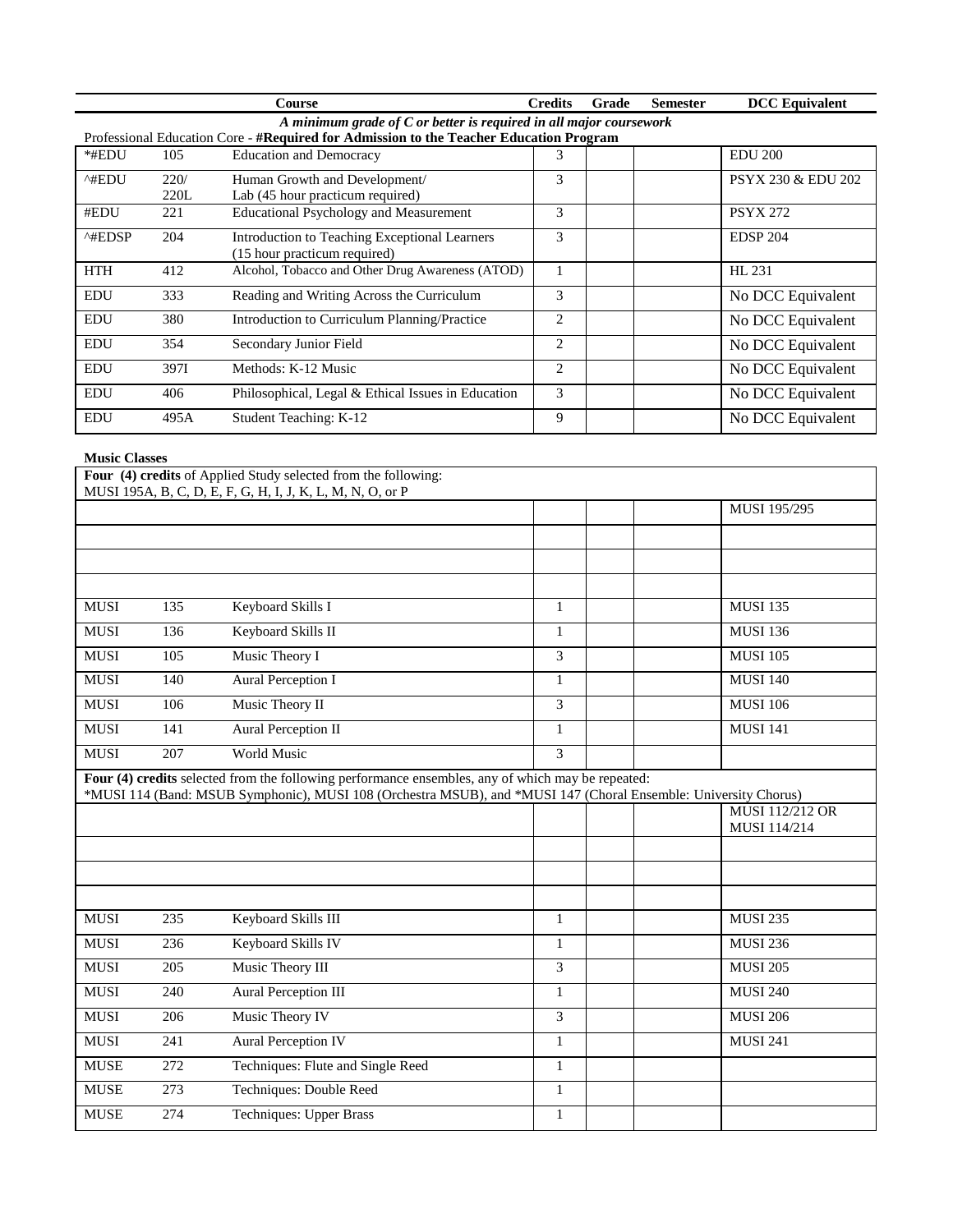| | | Course | Credits | Grade | Semester | DCC Equivalent |
|---|---|---|---|---|---|---|

***A minimum grade of C or better is required in all major coursework***

Professional Education Core - **#Required for Admission to the Teacher Education Program**

| | | Course | Credits | Grade | Semester | DCC Equivalent |
|---|---|---|---|---|---|---|
| *#EDU | 105 | Education and Democracy | 3 | | | EDU 200 |
| ^#EDU | 220/ 220L | Human Growth and Development/ Lab (45 hour practicum required) | 3 | | | PSYX 230 & EDU 202 |
| #EDU | 221 | Educational Psychology and Measurement | 3 | | | PSYX 272 |
| ^#EDSP | 204 | Introduction to Teaching Exceptional Learners (15 hour practicum required) | 3 | | | EDSP 204 |
| HTH | 412 | Alcohol, Tobacco and Other Drug Awareness (ATOD) | 1 | | | HL 231 |
| EDU | 333 | Reading and Writing Across the Curriculum | 3 | | | No DCC Equivalent |
| EDU | 380 | Introduction to Curriculum Planning/Practice | 2 | | | No DCC Equivalent |
| EDU | 354 | Secondary Junior Field | 2 | | | No DCC Equivalent |
| EDU | 397I | Methods: K-12 Music | 2 | | | No DCC Equivalent |
| EDU | 406 | Philosophical, Legal & Ethical Issues in Education | 3 | | | No DCC Equivalent |
| EDU | 495A | Student Teaching: K-12 | 9 | | | No DCC Equivalent |

**Music Classes**

| | | | | | | |
|---|---|---|---|---|---|---|
| **Four (4) credits** of Applied Study selected from the following: MUSI 195A, B, C, D, E, F, G, H, I, J, K, L, M, N, O, or P | | | | | | |
| | | | | | | MUSI 195/295 |
| | | | | | | |
| | | | | | | |
| | | | | | | |
| MUSI | 135 | Keyboard Skills I | 1 | | | MUSI 135 |
| MUSI | 136 | Keyboard Skills II | 1 | | | MUSI 136 |
| MUSI | 105 | Music Theory I | 3 | | | MUSI 105 |
| MUSI | 140 | Aural Perception I | 1 | | | MUSI 140 |
| MUSI | 106 | Music Theory II | 3 | | | MUSI 106 |
| MUSI | 141 | Aural Perception II | 1 | | | MUSI 141 |
| MUSI | 207 | World Music | 3 | | | |
| **Four (4) credits** selected from the following performance ensembles, any of which may be repeated: *MUSI 114 (Band: MSUB Symphonic), MUSI 108 (Orchestra MSUB), and *MUSI 147 (Choral Ensemble: University Chorus) | | | | | | |
| | | | | | | MUSI 112/212 OR MUSI 114/214 |
| | | | | | | |
| | | | | | | |
| | | | | | | |
| MUSI | 235 | Keyboard Skills III | 1 | | | MUSI 235 |
| MUSI | 236 | Keyboard Skills IV | 1 | | | MUSI 236 |
| MUSI | 205 | Music Theory III | 3 | | | MUSI 205 |
| MUSI | 240 | Aural Perception III | 1 | | | MUSI 240 |
| MUSI | 206 | Music Theory IV | 3 | | | MUSI 206 |
| MUSI | 241 | Aural Perception IV | 1 | | | MUSI 241 |
| MUSE | 272 | Techniques: Flute and Single Reed | 1 | | | |
| MUSE | 273 | Techniques: Double Reed | 1 | | | |
| MUSE | 274 | Techniques: Upper Brass | 1 | | | |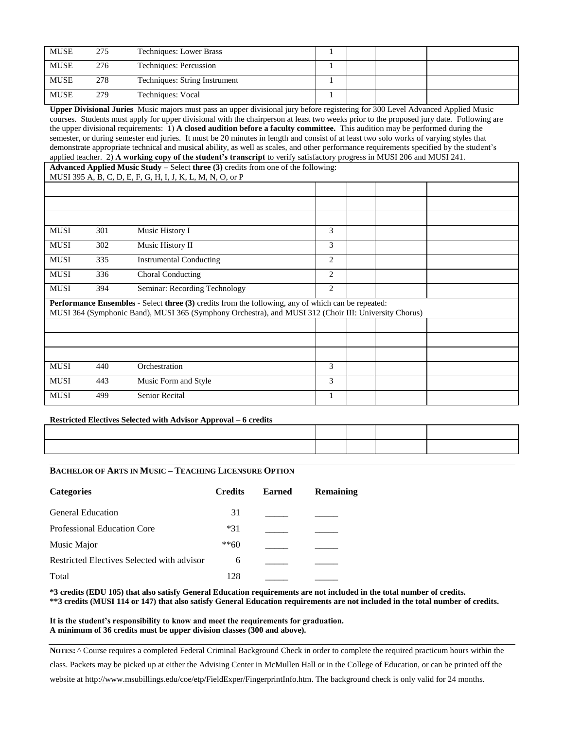| | | | | | | |
|---|---|---|---|---|---|---|
| MUSE | 275 | Techniques: Lower Brass | 1 | | | |
| MUSE | 276 | Techniques: Percussion | 1 | | | |
| MUSE | 278 | Techniques: String Instrument | 1 | | | |
| MUSE | 279 | Techniques: Vocal | 1 | | | |

**Upper Divisional Juries** Music majors must pass an upper divisional jury before registering for 300 Level Advanced Applied Music courses. Students must apply for upper divisional with the chairperson at least two weeks prior to the proposed jury date. Following are the upper divisional requirements: 1) **A closed audition before a faculty committee.** This audition may be performed during the semester, or during semester end juries. It must be 20 minutes in length and consist of at least two solo works of varying styles that demonstrate appropriate technical and musical ability, as well as scales, and other performance requirements specified by the student's applied teacher. 2) **A working copy of the student's transcript** to verify satisfactory progress in MUSI 206 and MUSI 241.

**Advanced Applied Music Study** – Select **three (3)** credits from one of the following:
MUSI 395 A, B, C, D, E, F, G, H, I, J, K, L, M, N, O, or P

| | | | | | | |
|---|---|---|---|---|---|---|
| | | | | | | |
| | | | | | | |
| | | | | | | |
| MUSI | 301 | Music History I | 3 | | | |
| MUSI | 302 | Music History II | 3 | | | |
| MUSI | 335 | Instrumental Conducting | 2 | | | |
| MUSI | 336 | Choral Conducting | 2 | | | |
| MUSI | 394 | Seminar: Recording Technology | 2 | | | |

**Performance Ensembles** - Select **three (3)** credits from the following, any of which can be repeated:
MUSI 364 (Symphonic Band), MUSI 365 (Symphony Orchestra), and MUSI 312 (Choir III: University Chorus)

| | | | | | | |
|---|---|---|---|---|---|---|
| | | | | | | |
| | | | | | | |
| | | | | | | |
| MUSI | 440 | Orchestration | 3 | | | |
| MUSI | 443 | Music Form and Style | 3 | | | |
| MUSI | 499 | Senior Recital | 1 | | | |

**Restricted Electives Selected with Advisor Approval – 6 credits**

| | | | | |
|---|---|---|---|---|
| | | | | |
| | | | | |

**BACHELOR OF ARTS IN MUSIC – TEACHING LICENSURE OPTION**

| Categories | Credits | Earned | Remaining |
|---|---|---|---|
| General Education | 31 | _____ | _____ |
| Professional Education Core | *31 | _____ | _____ |
| Music Major | **60 | _____ | _____ |
| Restricted Electives Selected with advisor | 6 | _____ | _____ |
| Total | 128 | _____ | _____ |

**\*3 credits (EDU 105) that also satisfy General Education requirements are not included in the total number of credits.**
**\*\*3 credits (MUSI 114 or 147) that also satisfy General Education requirements are not included in the total number of credits.**

**It is the student's responsibility to know and meet the requirements for graduation.**
**A minimum of 36 credits must be upper division classes (300 and above).**

**NOTES:** ^ Course requires a completed Federal Criminal Background Check in order to complete the required practicum hours within the class. Packets may be picked up at either the Advising Center in McMullen Hall or in the College of Education, or can be printed off the website at http://www.msubillings.edu/coe/etp/FieldExper/FingerprintInfo.htm. The background check is only valid for 24 months.